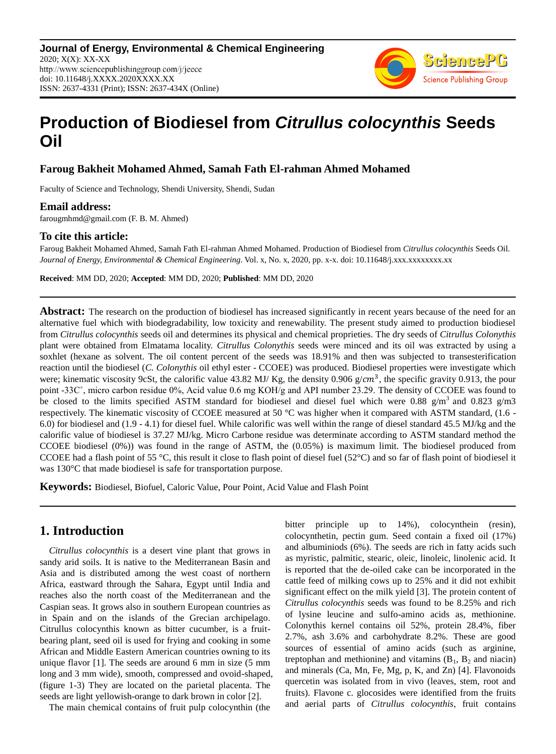# Production of Biodiesel from *Citrullus colocynthis* Seeds Oil

**Faroug Bakheit Mohamed Ahmed, Samah Fath El-rahman Ahmed Mohamed**

Faculty of Science and Technology, Shendi University, Shendi, Sudan

## Email address:

farougmhmd@gmail.com (F. B. M. Ahmed)

## To cite this article:

Faroug Bakheit Mohamed Ahmed, Samah Fath El-rahman Ahmed Mohamed. Production of Biodiesel from *Citrullus colocynthis* Seeds Oil. *Journal of Energy, Environmental & Chemical Engineering*. Vol. x, No. x, 2020, pp. x-x. doi: 10.11648/j.xxx.xxxxxxxx.xx

**Received**: MM DD, 2020; **Accepted**: MM DD, 2020; **Published**: MM DD, 2020

---

**Abstract:** The research on the production of biodiesel has increased significantly in recent years because of the need for an alternative fuel which with biodegradability, low toxicity and renewability. The present study aimed to production biodiesel from *Citrullus colocynthis* seeds oil and determines its physical and chemical proprieties. The dry seeds of *Citrullus Colonythis* plant were obtained from Elmatama locality. *Citrullus Colonythis* seeds were minced and its oil was extracted by using a soxhlet (hexane as solvent. The oil content percent of the seeds was 18.91% and then was subjected to transesterification reaction until the biodiesel (*C. Colonythis* oil ethyl ester - CCOEE) was produced. Biodiesel properties were investigate which were; kinematic viscosity 9cSt, the calorific value 43.82 MJ/ Kg, the density 0.906 g/$cm^3$, the specific gravity 0.913, the pour point -33C°, micro carbon residue 0%, Acid value 0.6 mg KOH/g and API number 23.29. The density of CCOEE was found to be closed to the limits specified ASTM standard for biodiesel and diesel fuel which were 0.88 g/$m^3$ and 0.823 g/m3 respectively. The kinematic viscosity of CCOEE measured at 50 °C was higher when it compared with ASTM standard, (1.6 - 6.0) for biodiesel and (1.9 - 4.1) for diesel fuel. While calorific was well within the range of diesel standard 45.5 MJ/kg and the calorific value of biodiesel is 37.27 MJ/kg. Micro Carbone residue was determinate according to ASTM standard method the CCOEE biodiesel (0%)) was found in the range of ASTM, the (0.05%) is maximum limit. The biodiesel produced from CCOEE had a flash point of 55 °C, this result it close to flash point of diesel fuel (52°C) and so far of flash point of biodiesel it was 130°C that made biodiesel is safe for transportation purpose.

**Keywords:** Biodiesel, Biofuel, Caloric Value, Pour Point, Acid Value and Flash Point

---

## 1. Introduction

*Citrullus colocynthis* is a desert vine plant that grows in sandy arid soils. It is native to the Mediterranean Basin and Asia and is distributed among the west coast of northern Africa, eastward through the Sahara, Egypt until India and reaches also the north coast of the Mediterranean and the Caspian seas. It grows also in southern European countries as in Spain and on the islands of the Grecian archipelago. Citrullus colocynthis known as bitter cucumber, is a fruit-bearing plant, seed oil is used for frying and cooking in some African and Middle Eastern American countries owning to its unique flavor [1]. The seeds are around 6 mm in size (5 mm long and 3 mm wide), smooth, compressed and ovoid-shaped, (figure 1-3) They are located on the parietal placenta. The seeds are light yellowish-orange to dark brown in color [2].

The main chemical contains of fruit pulp colocynthin (the bitter principle up to 14%), colocynthein (resin), colocynthetin, pectin gum. Seed contain a fixed oil (17%) and albuminiods (6%). The seeds are rich in fatty acids such as myristic, palmitic, stearic, oleic, linoleic, linolenic acid. It is reported that the de-oiled cake can be incorporated in the cattle feed of milking cows up to 25% and it did not exhibit significant effect on the milk yield [3]. The protein content of *Citrullus colocynthis* seeds was found to be 8.25% and rich of lysine leucine and sulfo-amino acids as, methionine. Colonythis kernel contains oil 52%, protein 28.4%, fiber 2.7%, ash 3.6% and carbohydrate 8.2%. These are good sources of essential of amino acids (such as arginine, treptophan and methionine) and vitamins ($B_1$, $B_2$ and niacin) and minerals (Ca, Mn, Fe, Mg, p, K, and Zn) [4]. Flavonoids quercetin was isolated from in vivo (leaves, stem, root and fruits). Flavone c. glocosides were identified from the fruits and aerial parts of *Citrullus colocynthis*, fruit contains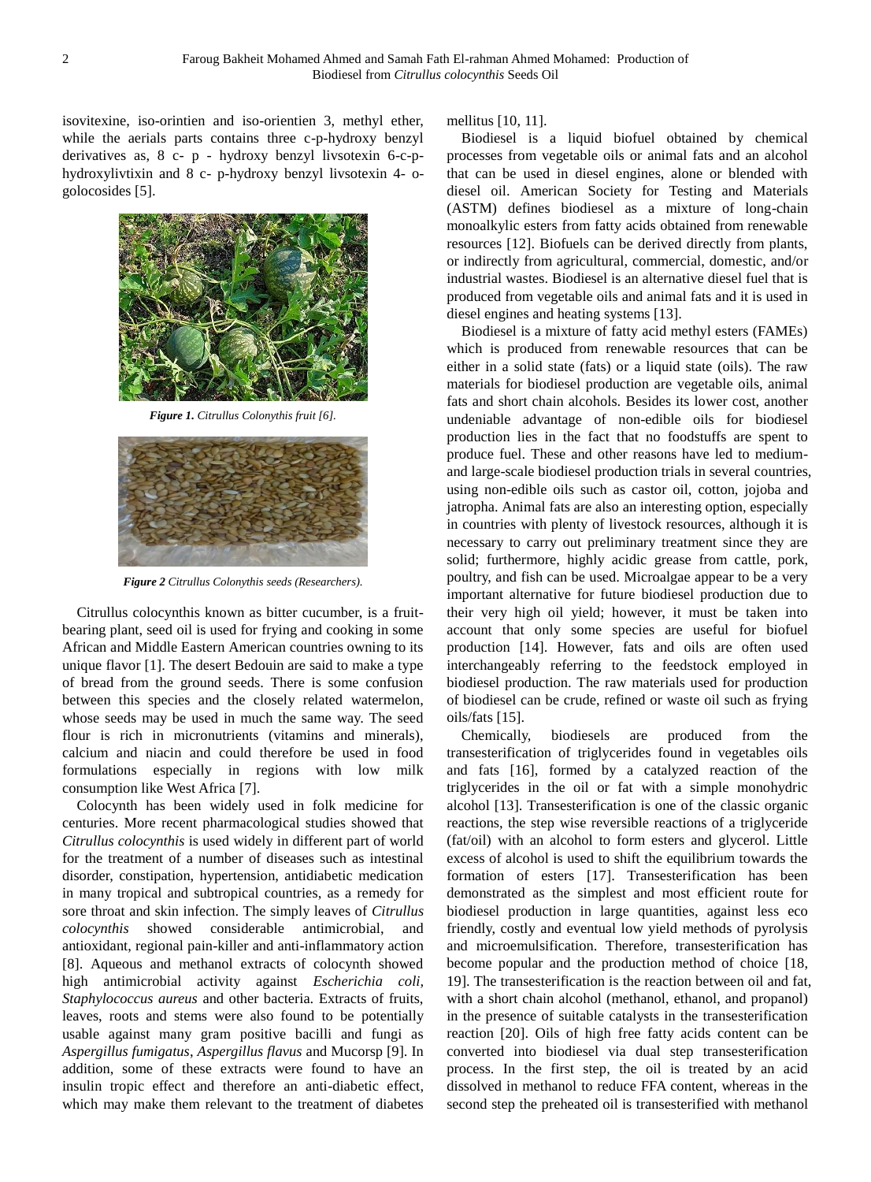isovitexine, iso-orintien and iso-orientien 3, methyl ether, while the aerials parts contains three c-p-hydroxy benzyl derivatives as, 8 c- p - hydroxy benzyl livsotexin 6-c-p-hydroxylivtixin and 8 c- p-hydroxy benzyl livsotexin 4- o-golocosides [5].

***Figure 1.*** *Citrullus Colonythis fruit [6].*

***Figure 2*** *Citrullus Colonythis seeds (Researchers).*

Citrullus colocynthis known as bitter cucumber, is a fruit-bearing plant, seed oil is used for frying and cooking in some African and Middle Eastern American countries owning to its unique flavor [1]. The desert Bedouin are said to make a type of bread from the ground seeds. There is some confusion between this species and the closely related watermelon, whose seeds may be used in much the same way. The seed flour is rich in micronutrients (vitamins and minerals), calcium and niacin and could therefore be used in food formulations especially in regions with low milk consumption like West Africa [7].

Colocynth has been widely used in folk medicine for centuries. More recent pharmacological studies showed that *Citrullus colocynthis* is used widely in different part of world for the treatment of a number of diseases such as intestinal disorder, constipation, hypertension, antidiabetic medication in many tropical and subtropical countries, as a remedy for sore throat and skin infection. The simply leaves of *Citrullus colocynthis* showed considerable antimicrobial, and antioxidant, regional pain-killer and anti-inflammatory action [8]. Aqueous and methanol extracts of colocynth showed high antimicrobial activity against *Escherichia coli*, *Staphylococcus aureus* and other bacteria. Extracts of fruits, leaves, roots and stems were also found to be potentially usable against many gram positive bacilli and fungi as *Aspergillus fumigatus*, *Aspergillus flavus* and Mucorsp [9]. In addition, some of these extracts were found to have an insulin tropic effect and therefore an anti-diabetic effect, which may make them relevant to the treatment of diabetes mellitus [10, 11].

Biodiesel is a liquid biofuel obtained by chemical processes from vegetable oils or animal fats and an alcohol that can be used in diesel engines, alone or blended with diesel oil. American Society for Testing and Materials (ASTM) defines biodiesel as a mixture of long-chain monoalkylic esters from fatty acids obtained from renewable resources [12]. Biofuels can be derived directly from plants, or indirectly from agricultural, commercial, domestic, and/or industrial wastes. Biodiesel is an alternative diesel fuel that is produced from vegetable oils and animal fats and it is used in diesel engines and heating systems [13].

Biodiesel is a mixture of fatty acid methyl esters (FAMEs) which is produced from renewable resources that can be either in a solid state (fats) or a liquid state (oils). The raw materials for biodiesel production are vegetable oils, animal fats and short chain alcohols. Besides its lower cost, another undeniable advantage of non-edible oils for biodiesel production lies in the fact that no foodstuffs are spent to produce fuel. These and other reasons have led to medium- and large-scale biodiesel production trials in several countries, using non-edible oils such as castor oil, cotton, jojoba and jatropha. Animal fats are also an interesting option, especially in countries with plenty of livestock resources, although it is necessary to carry out preliminary treatment since they are solid; furthermore, highly acidic grease from cattle, pork, poultry, and fish can be used. Microalgae appear to be a very important alternative for future biodiesel production due to their very high oil yield; however, it must be taken into account that only some species are useful for biofuel production [14]. However, fats and oils are often used interchangeably referring to the feedstock employed in biodiesel production. The raw materials used for production of biodiesel can be crude, refined or waste oil such as frying oils/fats [15].

Chemically, biodiesels are produced from the transesterification of triglycerides found in vegetables oils and fats [16], formed by a catalyzed reaction of the triglycerides in the oil or fat with a simple monohydric alcohol [13]. Transesterification is one of the classic organic reactions, the step wise reversible reactions of a triglyceride (fat/oil) with an alcohol to form esters and glycerol. Little excess of alcohol is used to shift the equilibrium towards the formation of esters [17]. Transesterification has been demonstrated as the simplest and most efficient route for biodiesel production in large quantities, against less eco friendly, costly and eventual low yield methods of pyrolysis and microemulsification. Therefore, transesterification has become popular and the production method of choice [18, 19]. The transesterification is the reaction between oil and fat, with a short chain alcohol (methanol, ethanol, and propanol) in the presence of suitable catalysts in the transesterification reaction [20]. Oils of high free fatty acids content can be converted into biodiesel via dual step transesterification process. In the first step, the oil is treated by an acid dissolved in methanol to reduce FFA content, whereas in the second step the preheated oil is transesterified with methanol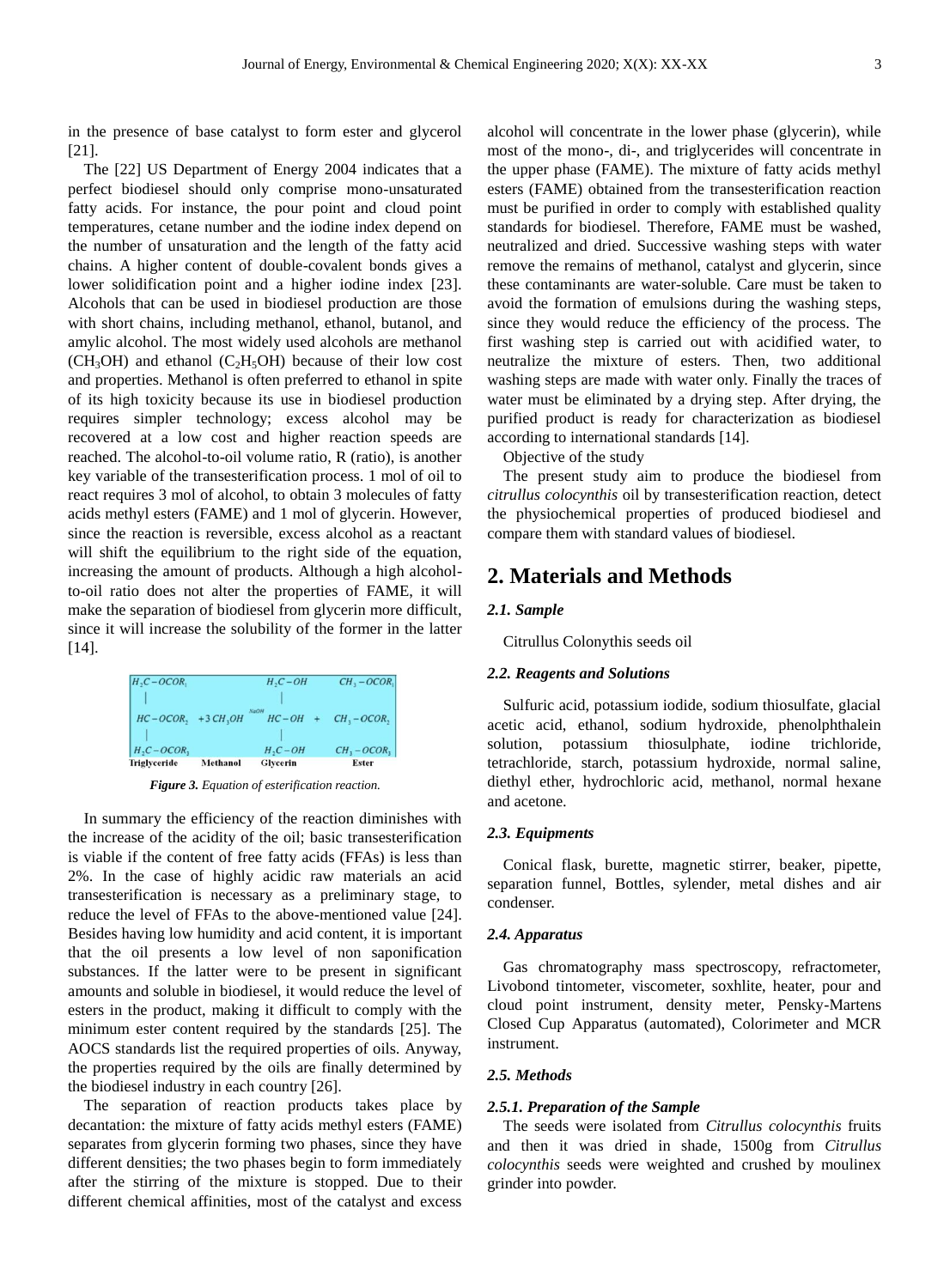in the presence of base catalyst to form ester and glycerol [21].

The [22] US Department of Energy 2004 indicates that a perfect biodiesel should only comprise mono-unsaturated fatty acids. For instance, the pour point and cloud point temperatures, cetane number and the iodine index depend on the number of unsaturation and the length of the fatty acid chains. A higher content of double-covalent bonds gives a lower solidification point and a higher iodine index [23]. Alcohols that can be used in biodiesel production are those with short chains, including methanol, ethanol, butanol, and amylic alcohol. The most widely used alcohols are methanol ($CH_3OH$) and ethanol ($C_2H_5OH$) because of their low cost and properties. Methanol is often preferred to ethanol in spite of its high toxicity because its use in biodiesel production requires simpler technology; excess alcohol may be recovered at a low cost and higher reaction speeds are reached. The alcohol-to-oil volume ratio, R (ratio), is another key variable of the transesterification process. 1 mol of oil to react requires 3 mol of alcohol, to obtain 3 molecules of fatty acids methyl esters (FAME) and 1 mol of glycerin. However, since the reaction is reversible, excess alcohol as a reactant will shift the equilibrium to the right side of the equation, increasing the amount of products. Although a high alcohol-to-oil ratio does not alter the properties of FAME, it will make the separation of biodiesel from glycerin more difficult, since it will increase the solubility of the former in the latter [14].

$$
\begin{array}{lccc}
H_2C-OCOR_1 & & H_2C-OH & CH_3-OCOR_1 \\
| & & | & \\
HC-OCOR_2 \;\; +3\,CH_3OH & \xrightarrow{NaOH} & HC-OH \;\; + & CH_3-OCOR_2 \\
| & & | & \\
H_2C-OCOR_3 & & H_2C-OH & CH_3-OCOR_3 \\
\text{Triglyceride} \quad \text{Methanol} & & \text{Glycerin} & \text{Ester}
\end{array}
$$

***Figure 3.*** *Equation of esterification reaction.*

In summary the efficiency of the reaction diminishes with the increase of the acidity of the oil; basic transesterification is viable if the content of free fatty acids (FFAs) is less than 2%. In the case of highly acidic raw materials an acid transesterification is necessary as a preliminary stage, to reduce the level of FFAs to the above-mentioned value [24]. Besides having low humidity and acid content, it is important that the oil presents a low level of non saponification substances. If the latter were to be present in significant amounts and soluble in biodiesel, it would reduce the level of esters in the product, making it difficult to comply with the minimum ester content required by the standards [25]. The AOCS standards list the required properties of oils. Anyway, the properties required by the oils are finally determined by the biodiesel industry in each country [26].

The separation of reaction products takes place by decantation: the mixture of fatty acids methyl esters (FAME) separates from glycerin forming two phases, since they have different densities; the two phases begin to form immediately after the stirring of the mixture is stopped. Due to their different chemical affinities, most of the catalyst and excess alcohol will concentrate in the lower phase (glycerin), while most of the mono-, di-, and triglycerides will concentrate in the upper phase (FAME). The mixture of fatty acids methyl esters (FAME) obtained from the transesterification reaction must be purified in order to comply with established quality standards for biodiesel. Therefore, FAME must be washed, neutralized and dried. Successive washing steps with water remove the remains of methanol, catalyst and glycerin, since these contaminants are water-soluble. Care must be taken to avoid the formation of emulsions during the washing steps, since they would reduce the efficiency of the process. The first washing step is carried out with acidified water, to neutralize the mixture of esters. Then, two additional washing steps are made with water only. Finally the traces of water must be eliminated by a drying step. After drying, the purified product is ready for characterization as biodiesel according to international standards [14].

Objective of the study

The present study aim to produce the biodiesel from *citrullus colocynthis* oil by transesterification reaction, detect the physiochemical properties of produced biodiesel and compare them with standard values of biodiesel.

## 2. Materials and Methods

### *2.1. Sample*

Citrullus Colonythis seeds oil

### *2.2. Reagents and Solutions*

Sulfuric acid, potassium iodide, sodium thiosulfate, glacial acetic acid, ethanol, sodium hydroxide, phenolphthalein solution, potassium thiosulphate, iodine trichloride, tetrachloride, starch, potassium hydroxide, normal saline, diethyl ether, hydrochloric acid, methanol, normal hexane and acetone.

### *2.3. Equipments*

Conical flask, burette, magnetic stirrer, beaker, pipette, separation funnel, Bottles, sylender, metal dishes and air condenser.

### *2.4. Apparatus*

Gas chromatography mass spectroscopy, refractometer, Livobond tintometer, viscometer, soxhlite, heater, pour and cloud point instrument, density meter, Pensky-Martens Closed Cup Apparatus (automated), Colorimeter and MCR instrument.

### *2.5. Methods*

#### *2.5.1. Preparation of the Sample*

The seeds were isolated from *Citrullus colocynthis* fruits and then it was dried in shade, 1500g from *Citrullus colocynthis* seeds were weighted and crushed by moulinex grinder into powder.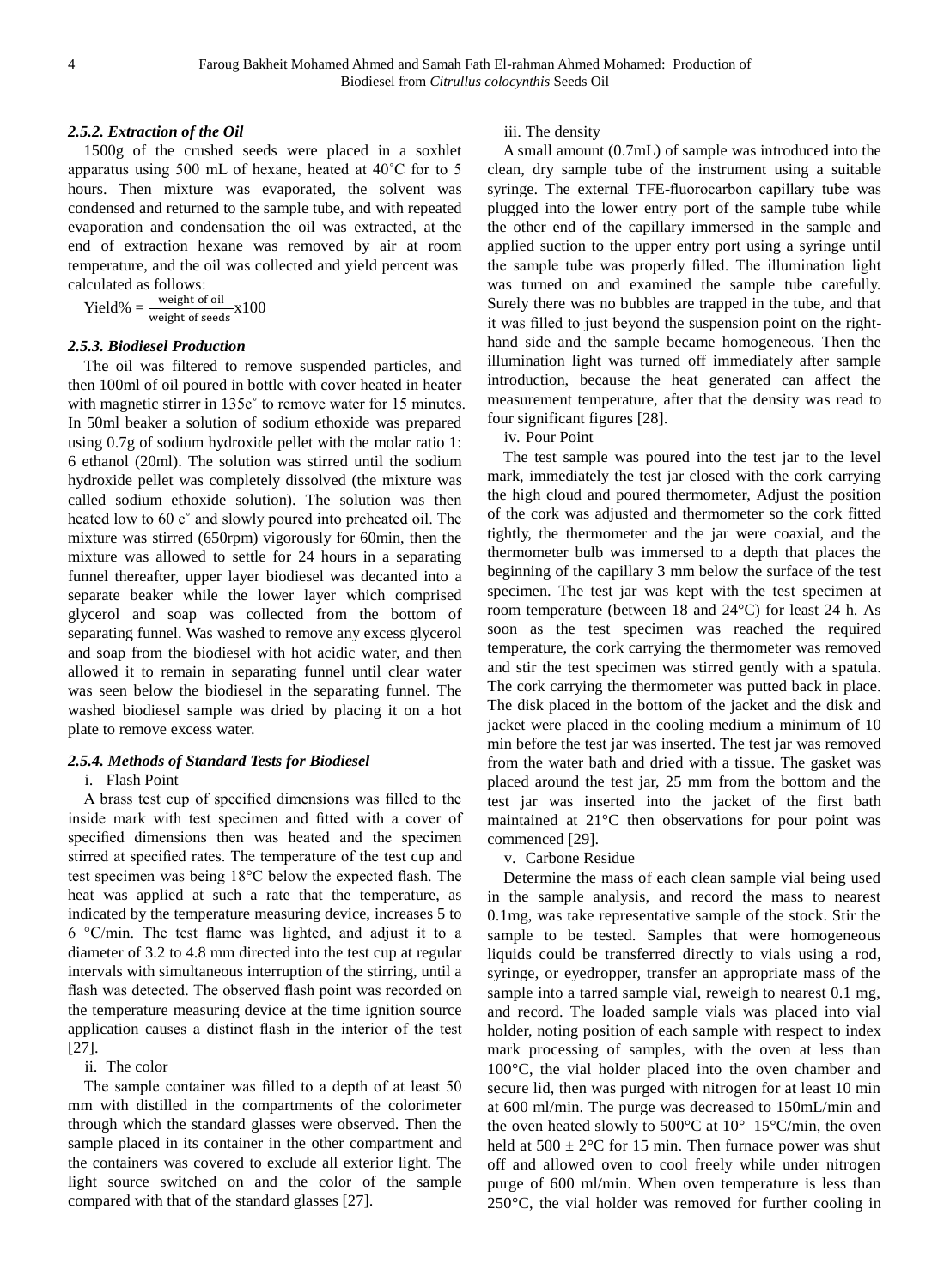### *2.5.2. Extraction of the Oil*

1500g of the crushed seeds were placed in a soxhlet apparatus using 500 mL of hexane, heated at 40˚C for to 5 hours. Then mixture was evaporated, the solvent was condensed and returned to the sample tube, and with repeated evaporation and condensation the oil was extracted, at the end of extraction hexane was removed by air at room temperature, and the oil was collected and yield percent was calculated as follows:

$$\text{Yield\%} = \frac{\text{weight of oil}}{\text{weight of seeds}} \text{x100}$$

### *2.5.3. Biodiesel Production*

The oil was filtered to remove suspended particles, and then 100ml of oil poured in bottle with cover heated in heater with magnetic stirrer in 135c˚ to remove water for 15 minutes. In 50ml beaker a solution of sodium ethoxide was prepared using 0.7g of sodium hydroxide pellet with the molar ratio 1: 6 ethanol (20ml). The solution was stirred until the sodium hydroxide pellet was completely dissolved (the mixture was called sodium ethoxide solution). The solution was then heated low to 60 c˚ and slowly poured into preheated oil. The mixture was stirred (650rpm) vigorously for 60min, then the mixture was allowed to settle for 24 hours in a separating funnel thereafter, upper layer biodiesel was decanted into a separate beaker while the lower layer which comprised glycerol and soap was collected from the bottom of separating funnel. Was washed to remove any excess glycerol and soap from the biodiesel with hot acidic water, and then allowed it to remain in separating funnel until clear water was seen below the biodiesel in the separating funnel. The washed biodiesel sample was dried by placing it on a hot plate to remove excess water.

### *2.5.4. Methods of Standard Tests for Biodiesel*

i. Flash Point

A brass test cup of specified dimensions was filled to the inside mark with test specimen and fitted with a cover of specified dimensions then was heated and the specimen stirred at specified rates. The temperature of the test cup and test specimen was being 18°C below the expected flash. The heat was applied at such a rate that the temperature, as indicated by the temperature measuring device, increases 5 to 6 °C/min. The test flame was lighted, and adjust it to a diameter of 3.2 to 4.8 mm directed into the test cup at regular intervals with simultaneous interruption of the stirring, until a flash was detected. The observed flash point was recorded on the temperature measuring device at the time ignition source application causes a distinct flash in the interior of the test [27].

ii. The color

The sample container was filled to a depth of at least 50 mm with distilled in the compartments of the colorimeter through which the standard glasses were observed. Then the sample placed in its container in the other compartment and the containers was covered to exclude all exterior light. The light source switched on and the color of the sample compared with that of the standard glasses [27].

iii. The density

A small amount (0.7mL) of sample was introduced into the clean, dry sample tube of the instrument using a suitable syringe. The external TFE-fluorocarbon capillary tube was plugged into the lower entry port of the sample tube while the other end of the capillary immersed in the sample and applied suction to the upper entry port using a syringe until the sample tube was properly filled. The illumination light was turned on and examined the sample tube carefully. Surely there was no bubbles are trapped in the tube, and that it was filled to just beyond the suspension point on the right-hand side and the sample became homogeneous. Then the illumination light was turned off immediately after sample introduction, because the heat generated can affect the measurement temperature, after that the density was read to four significant figures [28].

iv. Pour Point

The test sample was poured into the test jar to the level mark, immediately the test jar closed with the cork carrying the high cloud and poured thermometer, Adjust the position of the cork was adjusted and thermometer so the cork fitted tightly, the thermometer and the jar were coaxial, and the thermometer bulb was immersed to a depth that places the beginning of the capillary 3 mm below the surface of the test specimen. The test jar was kept with the test specimen at room temperature (between 18 and 24°C) for least 24 h. As soon as the test specimen was reached the required temperature, the cork carrying the thermometer was removed and stir the test specimen was stirred gently with a spatula. The cork carrying the thermometer was putted back in place. The disk placed in the bottom of the jacket and the disk and jacket were placed in the cooling medium a minimum of 10 min before the test jar was inserted. The test jar was removed from the water bath and dried with a tissue. The gasket was placed around the test jar, 25 mm from the bottom and the test jar was inserted into the jacket of the first bath maintained at 21°C then observations for pour point was commenced [29].

v. Carbone Residue

Determine the mass of each clean sample vial being used in the sample analysis, and record the mass to nearest 0.1mg, was take representative sample of the stock. Stir the sample to be tested. Samples that were homogeneous liquids could be transferred directly to vials using a rod, syringe, or eyedropper, transfer an appropriate mass of the sample into a tarred sample vial, reweigh to nearest 0.1 mg, and record. The loaded sample vials was placed into vial holder, noting position of each sample with respect to index mark processing of samples, with the oven at less than 100°C, the vial holder placed into the oven chamber and secure lid, then was purged with nitrogen for at least 10 min at 600 ml/min. The purge was decreased to 150mL/min and the oven heated slowly to 500°C at 10°–15°C/min, the oven held at 500 ± 2°C for 15 min. Then furnace power was shut off and allowed oven to cool freely while under nitrogen purge of 600 ml/min. When oven temperature is less than 250°C, the vial holder was removed for further cooling in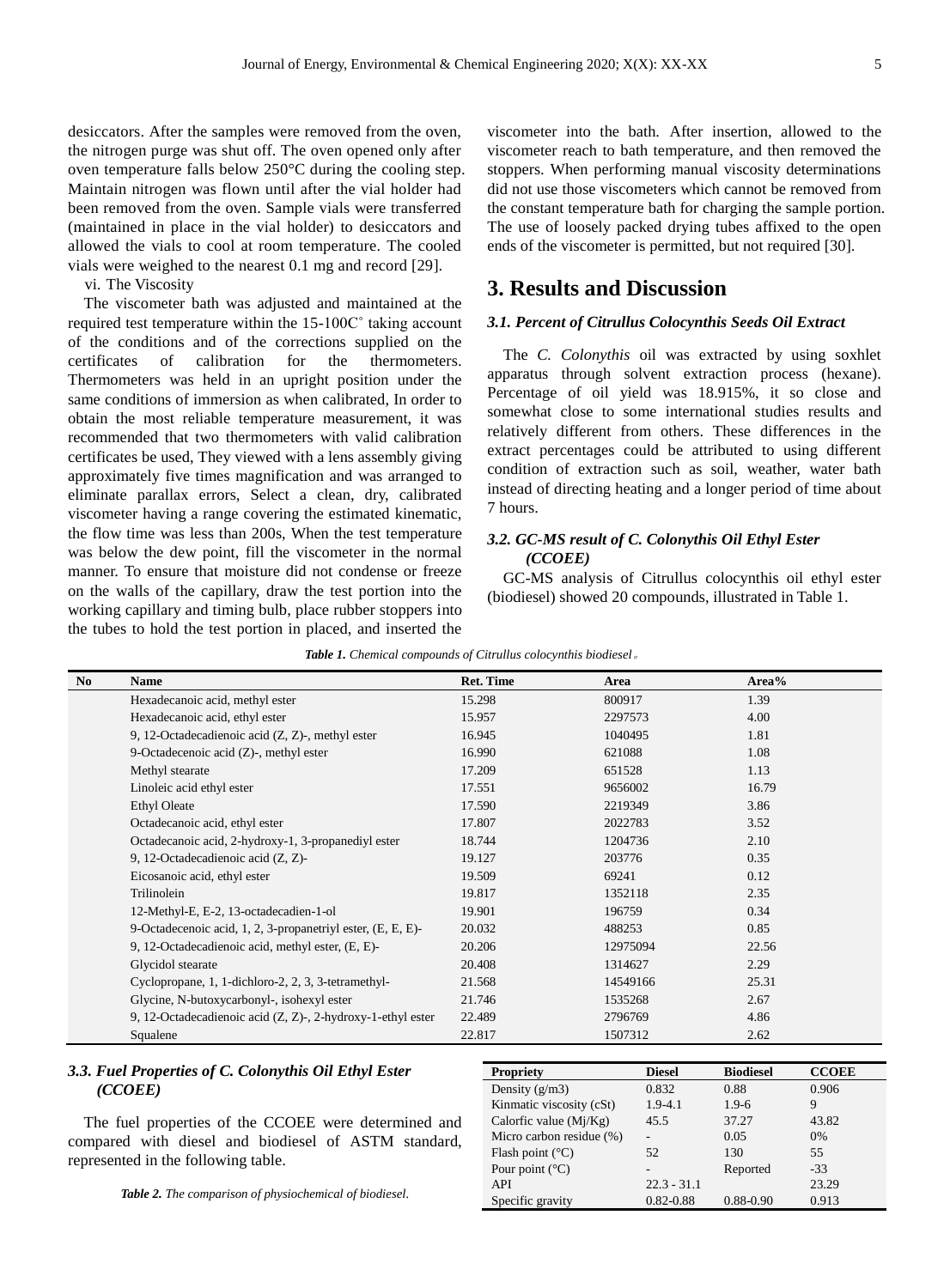desiccators. After the samples were removed from the oven, the nitrogen purge was shut off. The oven opened only after oven temperature falls below 250°C during the cooling step. Maintain nitrogen was flown until after the vial holder had been removed from the oven. Sample vials were transferred (maintained in place in the vial holder) to desiccators and allowed the vials to cool at room temperature. The cooled vials were weighed to the nearest 0.1 mg and record [29].

vi. The Viscosity

The viscometer bath was adjusted and maintained at the required test temperature within the 15-100C˚ taking account of the conditions and of the corrections supplied on the certificates of calibration for the thermometers. Thermometers was held in an upright position under the same conditions of immersion as when calibrated, In order to obtain the most reliable temperature measurement, it was recommended that two thermometers with valid calibration certificates be used, They viewed with a lens assembly giving approximately five times magnification and was arranged to eliminate parallax errors, Select a clean, dry, calibrated viscometer having a range covering the estimated kinematic, the flow time was less than 200s, When the test temperature was below the dew point, fill the viscometer in the normal manner. To ensure that moisture did not condense or freeze on the walls of the capillary, draw the test portion into the working capillary and timing bulb, place rubber stoppers into the tubes to hold the test portion in placed, and inserted the viscometer into the bath. After insertion, allowed to the viscometer reach to bath temperature, and then removed the stoppers. When performing manual viscosity determinations did not use those viscometers which cannot be removed from the constant temperature bath for charging the sample portion. The use of loosely packed drying tubes affixed to the open ends of the viscometer is permitted, but not required [30].

# 3. Results and Discussion

### *3.1. Percent of Citrullus Colocynthis Seeds Oil Extract*

The *C. Colonythis* oil was extracted by using soxhlet apparatus through solvent extraction process (hexane). Percentage of oil yield was 18.915%, it so close and somewhat close to some international studies results and relatively different from others. These differences in the extract percentages could be attributed to using different condition of extraction such as soil, weather, water bath instead of directing heating and a longer period of time about 7 hours.

### *3.2. GC-MS result of C. Colonythis Oil Ethyl Ester (CCOEE)*

GC-MS analysis of Citrullus colocynthis oil ethyl ester (biodiesel) showed 20 compounds, illustrated in Table 1.

***Table 1.*** *Chemical compounds of Citrullus colocynthis biodiesel*。

| No | Name | Ret. Time | Area | Area% |
|---|---|---|---|---|
| | Hexadecanoic acid, methyl ester | 15.298 | 800917 | 1.39 |
| | Hexadecanoic acid, ethyl ester | 15.957 | 2297573 | 4.00 |
| | 9, 12-Octadecadienoic acid (Z, Z)-, methyl ester | 16.945 | 1040495 | 1.81 |
| | 9-Octadecenoic acid (Z)-, methyl ester | 16.990 | 621088 | 1.08 |
| | Methyl stearate | 17.209 | 651528 | 1.13 |
| | Linoleic acid ethyl ester | 17.551 | 9656002 | 16.79 |
| | Ethyl Oleate | 17.590 | 2219349 | 3.86 |
| | Octadecanoic acid, ethyl ester | 17.807 | 2022783 | 3.52 |
| | Octadecanoic acid, 2-hydroxy-1, 3-propanediyl ester | 18.744 | 1204736 | 2.10 |
| | 9, 12-Octadecadienoic acid (Z, Z)- | 19.127 | 203776 | 0.35 |
| | Eicosanoic acid, ethyl ester | 19.509 | 69241 | 0.12 |
| | Trilinolein | 19.817 | 1352118 | 2.35 |
| | 12-Methyl-E, E-2, 13-octadecadien-1-ol | 19.901 | 196759 | 0.34 |
| | 9-Octadecenoic acid, 1, 2, 3-propanetriyl ester, (E, E, E)- | 20.032 | 488253 | 0.85 |
| | 9, 12-Octadecadienoic acid, methyl ester, (E, E)- | 20.206 | 12975094 | 22.56 |
| | Glycidol stearate | 20.408 | 1314627 | 2.29 |
| | Cyclopropane, 1, 1-dichloro-2, 2, 3, 3-tetramethyl- | 21.568 | 14549166 | 25.31 |
| | Glycine, N-butoxycarbonyl-, isohexyl ester | 21.746 | 1535268 | 2.67 |
| | 9, 12-Octadecadienoic acid (Z, Z)-, 2-hydroxy-1-ethyl ester | 22.489 | 2796769 | 4.86 |
| | Squalene | 22.817 | 1507312 | 2.62 |

### *3.3. Fuel Properties of C. Colonythis Oil Ethyl Ester (CCOEE)*

The fuel properties of the CCOEE were determined and compared with diesel and biodiesel of ASTM standard, represented in the following table.

***Table 2.*** *The comparison of physiochemical of biodiesel.*

| Propriety | Diesel | Biodiesel | CCOEE |
|---|---|---|---|
| Density (g/m3) | 0.832 | 0.88 | 0.906 |
| Kinmatic viscosity (cSt) | 1.9-4.1 | 1.9-6 | 9 |
| Calorfic value (Mj/Kg) | 45.5 | 37.27 | 43.82 |
| Micro carbon residue (%) | - | 0.05 | 0% |
| Flash point (°C) | 52 | 130 | 55 |
| Pour point (°C) | - | Reported | -33 |
| API | 22.3 - 31.1 | | 23.29 |
| Specific gravity | 0.82-0.88 | 0.88-0.90 | 0.913 |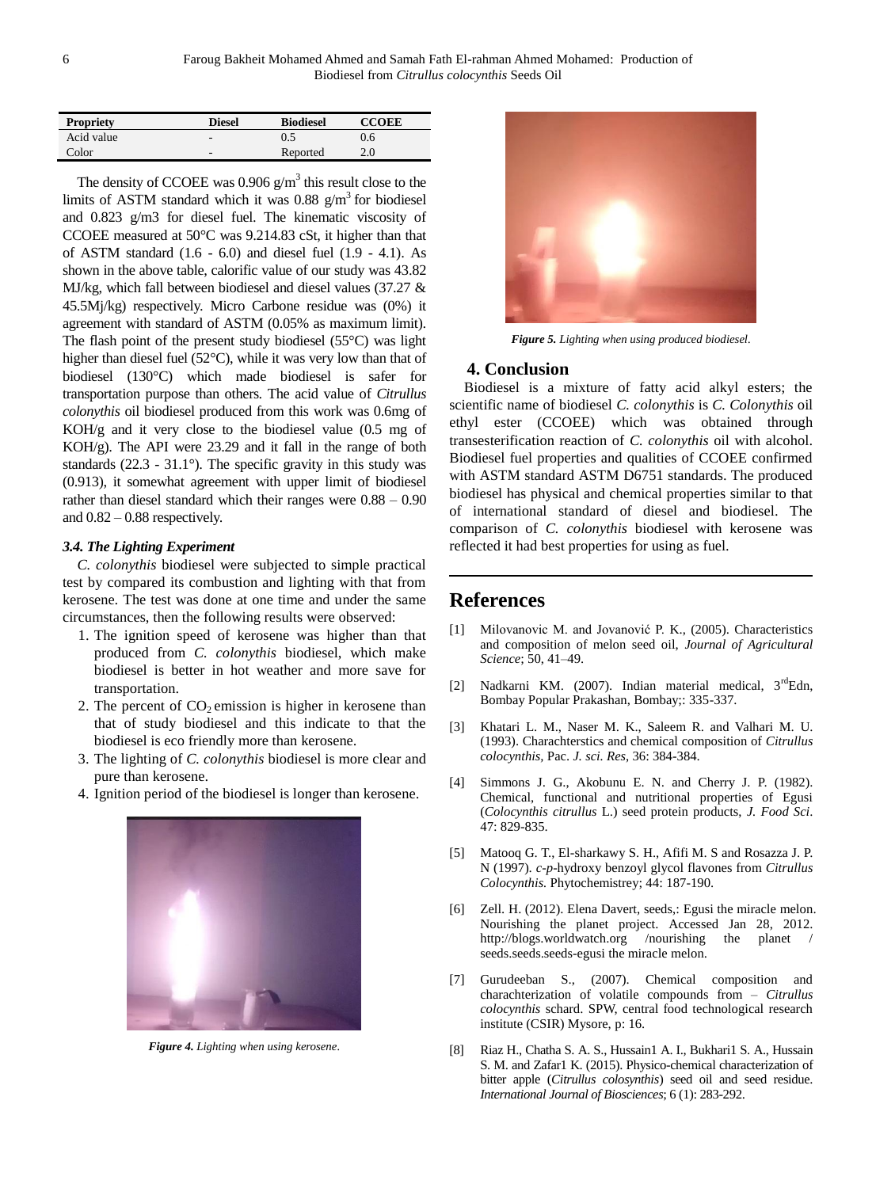| Propriety | Diesel | Biodiesel | CCOEE |
|---|---|---|---|
| Acid value | - | 0.5 | 0.6 |
| Color | - | Reported | 2.0 |

The density of CCOEE was 0.906 $g/m^3$ this result close to the limits of ASTM standard which it was 0.88 $g/m^3$ for biodiesel and 0.823 g/m3 for diesel fuel. The kinematic viscosity of CCOEE measured at 50°C was 9.214.83 cSt, it higher than that of ASTM standard (1.6 - 6.0) and diesel fuel (1.9 - 4.1). As shown in the above table, calorific value of our study was 43.82 MJ/kg, which fall between biodiesel and diesel values (37.27 & 45.5Mj/kg) respectively. Micro Carbone residue was (0%) it agreement with standard of ASTM (0.05% as maximum limit). The flash point of the present study biodiesel (55°C) was light higher than diesel fuel (52°C), while it was very low than that of biodiesel (130°C) which made biodiesel is safer for transportation purpose than others. The acid value of *Citrullus colonythis* oil biodiesel produced from this work was 0.6mg of KOH/g and it very close to the biodiesel value (0.5 mg of KOH/g). The API were 23.29 and it fall in the range of both standards (22.3 - 31.1°). The specific gravity in this study was (0.913), it somewhat agreement with upper limit of biodiesel rather than diesel standard which their ranges were 0.88 – 0.90 and 0.82 – 0.88 respectively.

### 3.4. The Lighting Experiment

*C. colonythis* biodiesel were subjected to simple practical test by compared its combustion and lighting with that from kerosene. The test was done at one time and under the same circumstances, then the following results were observed:

1. The ignition speed of kerosene was higher than that produced from *C. colonythis* biodiesel, which make biodiesel is better in hot weather and more save for transportation.
2. The percent of $CO_2$ emission is higher in kerosene than that of study biodiesel and this indicate to that the biodiesel is eco friendly more than kerosene.
3. The lighting of *C. colonythis* biodiesel is more clear and pure than kerosene.
4. Ignition period of the biodiesel is longer than kerosene.

***Figure 4.*** *Lighting when using kerosene.*

***Figure 5.*** *Lighting when using produced biodiesel.*

## 4. Conclusion

Biodiesel is a mixture of fatty acid alkyl esters; the scientific name of biodiesel *C. colonythis* is *C. Colonythis* oil ethyl ester (CCOEE) which was obtained through transesterification reaction of *C. colonythis* oil with alcohol. Biodiesel fuel properties and qualities of CCOEE confirmed with ASTM standard ASTM D6751 standards. The produced biodiesel has physical and chemical properties similar to that of international standard of diesel and biodiesel. The comparison of *C. colonythis* biodiesel with kerosene was reflected it had best properties for using as fuel.

# References

[1] Milovanovic M. and Jovanović P. K., (2005). Characteristics and composition of melon seed oil, *Journal of Agricultural Science*; 50, 41–49.

[2] Nadkarni KM. (2007). Indian material medical, 3rd Edn, Bombay Popular Prakashan, Bombay;: 335-337.

[3] Khatari L. M., Naser M. K., Saleem R. and Valhari M. U. (1993). Charachterstics and chemical composition of *Citrullus colocynthis*, Pac. *J. sci. Res*, 36: 384-384.

[4] Simmons J. G., Akobunu E. N. and Cherry J. P. (1982). Chemical, functional and nutritional properties of Egusi (*Colocynthis citrullus* L.) seed protein products, *J. Food Sci*. 47: 829-835.

[5] Matooq G. T., El-sharkawy S. H., Afifi M. S and Rosazza J. P. N (1997). *c-p*-hydroxy benzoyl glycol flavones from *Citrullus Colocynthis.* Phytochemistrey; 44: 187-190.

[6] Zell. H. (2012). Elena Davert, seeds,: Egusi the miracle melon. Nourishing the planet project. Accessed Jan 28, 2012. http://blogs.worldwatch.org /nourishing the planet / seeds.seeds.seeds-egusi the miracle melon.

[7] Gurudeeban S., (2007). Chemical composition and charachterization of volatile compounds from – *Citrullus colocynthis* schard. SPW, central food technological research institute (CSIR) Mysore, p: 16.

[8] Riaz H., Chatha S. A. S., Hussain1 A. I., Bukhari1 S. A., Hussain S. M. and Zafar1 K. (2015). Physico-chemical characterization of bitter apple (*Citrullus colosynthis*) seed oil and seed residue. *International Journal of Biosciences*; 6 (1): 283-292.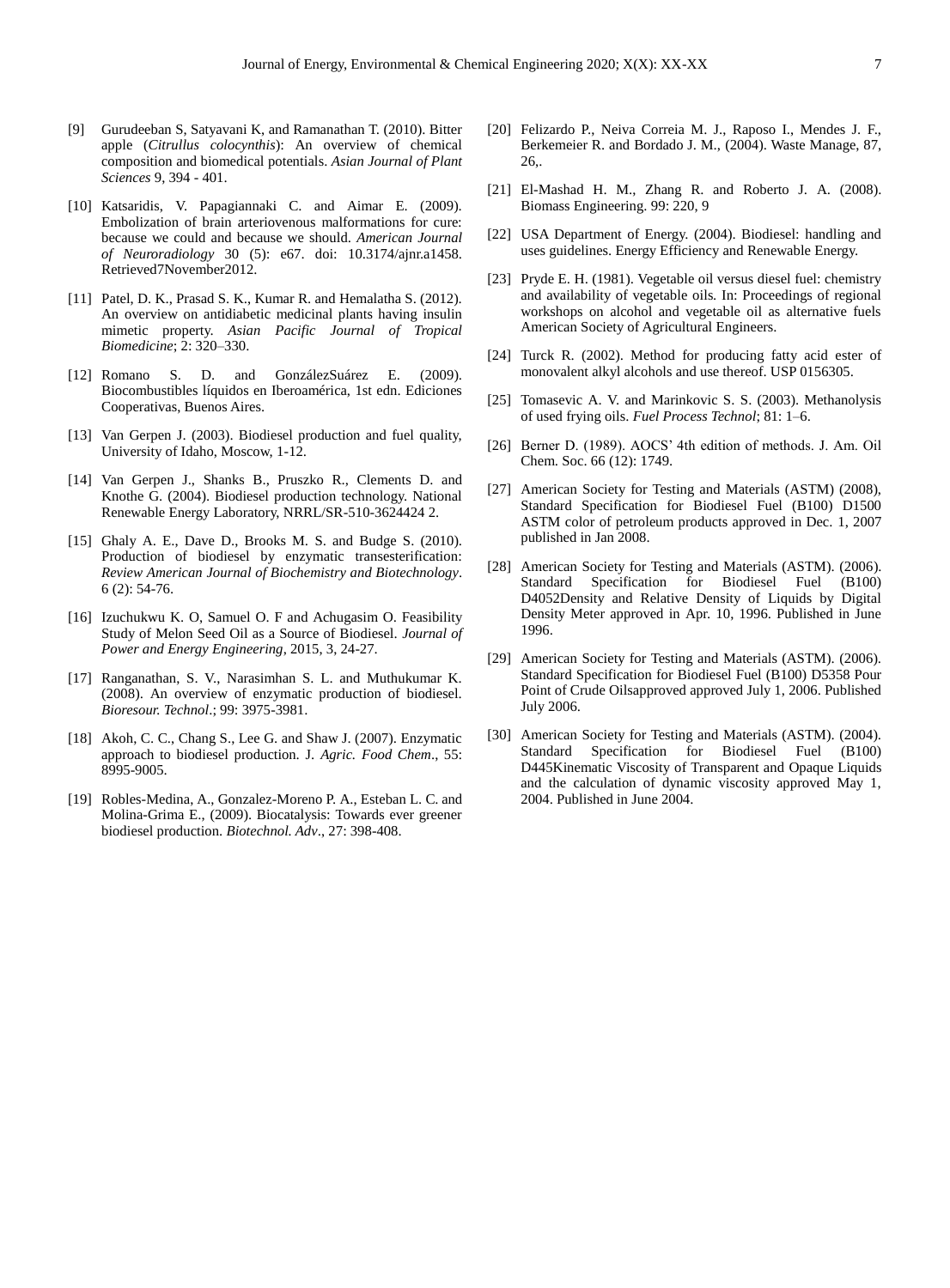[9] Gurudeeban S, Satyavani K, and Ramanathan T. (2010). Bitter apple (*Citrullus colocynthis*): An overview of chemical composition and biomedical potentials. *Asian Journal of Plant Sciences* 9, 394 - 401.

[10] Katsaridis, V. Papagiannaki C. and Aimar E. (2009). Embolization of brain arteriovenous malformations for cure: because we could and because we should. *American Journal of Neuroradiology* 30 (5): e67. doi: 10.3174/ajnr.a1458. Retrieved7November2012.

[11] Patel, D. K., Prasad S. K., Kumar R. and Hemalatha S. (2012). An overview on antidiabetic medicinal plants having insulin mimetic property. *Asian Pacific Journal of Tropical Biomedicine*; 2: 320–330.

[12] Romano S. D. and GonzálezSuárez E. (2009). Biocombustibles líquidos en Iberoamérica, 1st edn. Ediciones Cooperativas, Buenos Aires.

[13] Van Gerpen J. (2003). Biodiesel production and fuel quality, University of Idaho, Moscow, 1-12.

[14] Van Gerpen J., Shanks B., Pruszko R., Clements D. and Knothe G. (2004). Biodiesel production technology. National Renewable Energy Laboratory, NRRL/SR-510-3624424 2.

[15] Ghaly A. E., Dave D., Brooks M. S. and Budge S. (2010). Production of biodiesel by enzymatic transesterification: *Review American Journal of Biochemistry and Biotechnology*. 6 (2): 54-76.

[16] Izuchukwu K. O, Samuel O. F and Achugasim O. Feasibility Study of Melon Seed Oil as a Source of Biodiesel. *Journal of Power and Energy Engineering*, 2015, 3, 24-27.

[17] Ranganathan, S. V., Narasimhan S. L. and Muthukumar K. (2008). An overview of enzymatic production of biodiesel. *Bioresour. Technol*.; 99: 3975-3981.

[18] Akoh, C. C., Chang S., Lee G. and Shaw J. (2007). Enzymatic approach to biodiesel production. J. *Agric. Food Chem*., 55: 8995-9005.

[19] Robles-Medina, A., Gonzalez-Moreno P. A., Esteban L. C. and Molina-Grima E., (2009). Biocatalysis: Towards ever greener biodiesel production. *Biotechnol. Adv*., 27: 398-408.

[20] Felizardo P., Neiva Correia M. J., Raposo I., Mendes J. F., Berkemeier R. and Bordado J. M., (2004). Waste Manage, 87, 26,.

[21] El-Mashad H. M., Zhang R. and Roberto J. A. (2008). Biomass Engineering. 99: 220, 9

[22] USA Department of Energy. (2004). Biodiesel: handling and uses guidelines. Energy Efficiency and Renewable Energy.

[23] Pryde E. H. (1981). Vegetable oil versus diesel fuel: chemistry and availability of vegetable oils. In: Proceedings of regional workshops on alcohol and vegetable oil as alternative fuels American Society of Agricultural Engineers.

[24] Turck R. (2002). Method for producing fatty acid ester of monovalent alkyl alcohols and use thereof. USP 0156305.

[25] Tomasevic A. V. and Marinkovic S. S. (2003). Methanolysis of used frying oils. *Fuel Process Technol*; 81: 1–6.

[26] Berner D. (1989). AOCS' 4th edition of methods. J. Am. Oil Chem. Soc. 66 (12): 1749.

[27] American Society for Testing and Materials (ASTM) (2008), Standard Specification for Biodiesel Fuel (B100) D1500 ASTM color of petroleum products approved in Dec. 1, 2007 published in Jan 2008.

[28] American Society for Testing and Materials (ASTM). (2006). Standard Specification for Biodiesel Fuel (B100) D4052Density and Relative Density of Liquids by Digital Density Meter approved in Apr. 10, 1996. Published in June 1996.

[29] American Society for Testing and Materials (ASTM). (2006). Standard Specification for Biodiesel Fuel (B100) D5358 Pour Point of Crude Oilsapproved approved July 1, 2006. Published July 2006.

[30] American Society for Testing and Materials (ASTM). (2004). Standard Specification for Biodiesel Fuel (B100) D445Kinematic Viscosity of Transparent and Opaque Liquids and the calculation of dynamic viscosity approved May 1, 2004. Published in June 2004.